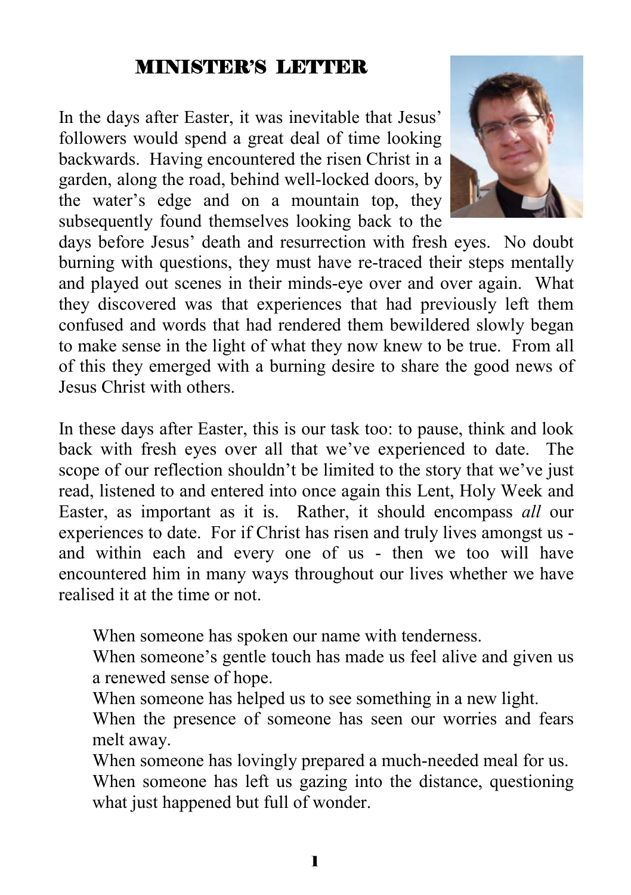# MINISTER'S LETTER

In the days after Easter, it was inevitable that Jesus' followers would spend a great deal of time looking backwards. Having encountered the risen Christ in a garden, along the road, behind well-locked doors, by the water's edge and on a mountain top, they subsequently found themselves looking back to the days before Jesus' death and resurrection with fresh eyes. No doubt burning with questions, they must have re-traced their steps mentally and played out scenes in their minds-eye over and over again. What they discovered was that experiences that had previously left them confused and words that had rendered them bewildered slowly began to make sense in the light of what they now knew to be true. From all of this they emerged with a burning desire to share the good news of Jesus Christ with others.

In these days after Easter, this is our task too: to pause, think and look back with fresh eyes over all that we've experienced to date. The scope of our reflection shouldn't be limited to the story that we've just read, listened to and entered into once again this Lent, Holy Week and Easter, as important as it is. Rather, it should encompass *all* our experiences to date. For if Christ has risen and truly lives amongst us - and within each and every one of us - then we too will have encountered him in many ways throughout our lives whether we have realised it at the time or not.

> When someone has spoken our name with tenderness.
> When someone's gentle touch has made us feel alive and given us a renewed sense of hope.
> When someone has helped us to see something in a new light.
> When the presence of someone has seen our worries and fears melt away.
> When someone has lovingly prepared a much-needed meal for us.
> When someone has left us gazing into the distance, questioning what just happened but full of wonder.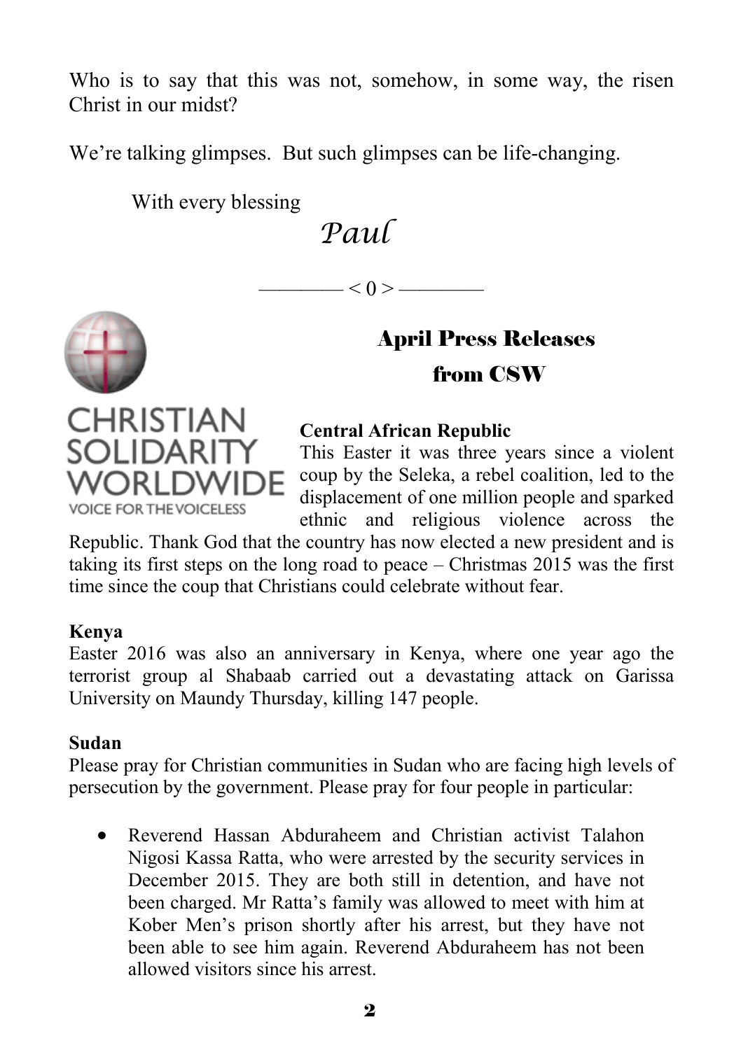Who is to say that this was not, somehow, in some way, the risen Christ in our midst?

We're talking glimpses. But such glimpses can be life-changing.

With every blessing

*Paul*

———— < 0 > ————

CHRISTIAN SOLIDARITY WORLDWIDE

VOICE FOR THE VOICELESS

## April Press Releases from CSW

**Central African Republic**

This Easter it was three years since a violent coup by the Seleka, a rebel coalition, led to the displacement of one million people and sparked ethnic and religious violence across the Republic. Thank God that the country has now elected a new president and is taking its first steps on the long road to peace – Christmas 2015 was the first time since the coup that Christians could celebrate without fear.

**Kenya**

Easter 2016 was also an anniversary in Kenya, where one year ago the terrorist group al Shabaab carried out a devastating attack on Garissa University on Maundy Thursday, killing 147 people.

**Sudan**

Please pray for Christian communities in Sudan who are facing high levels of persecution by the government. Please pray for four people in particular:

- Reverend Hassan Abduraheem and Christian activist Talahon Nigosi Kassa Ratta, who were arrested by the security services in December 2015. They are both still in detention, and have not been charged. Mr Ratta's family was allowed to meet with him at Kober Men's prison shortly after his arrest, but they have not been able to see him again. Reverend Abduraheem has not been allowed visitors since his arrest.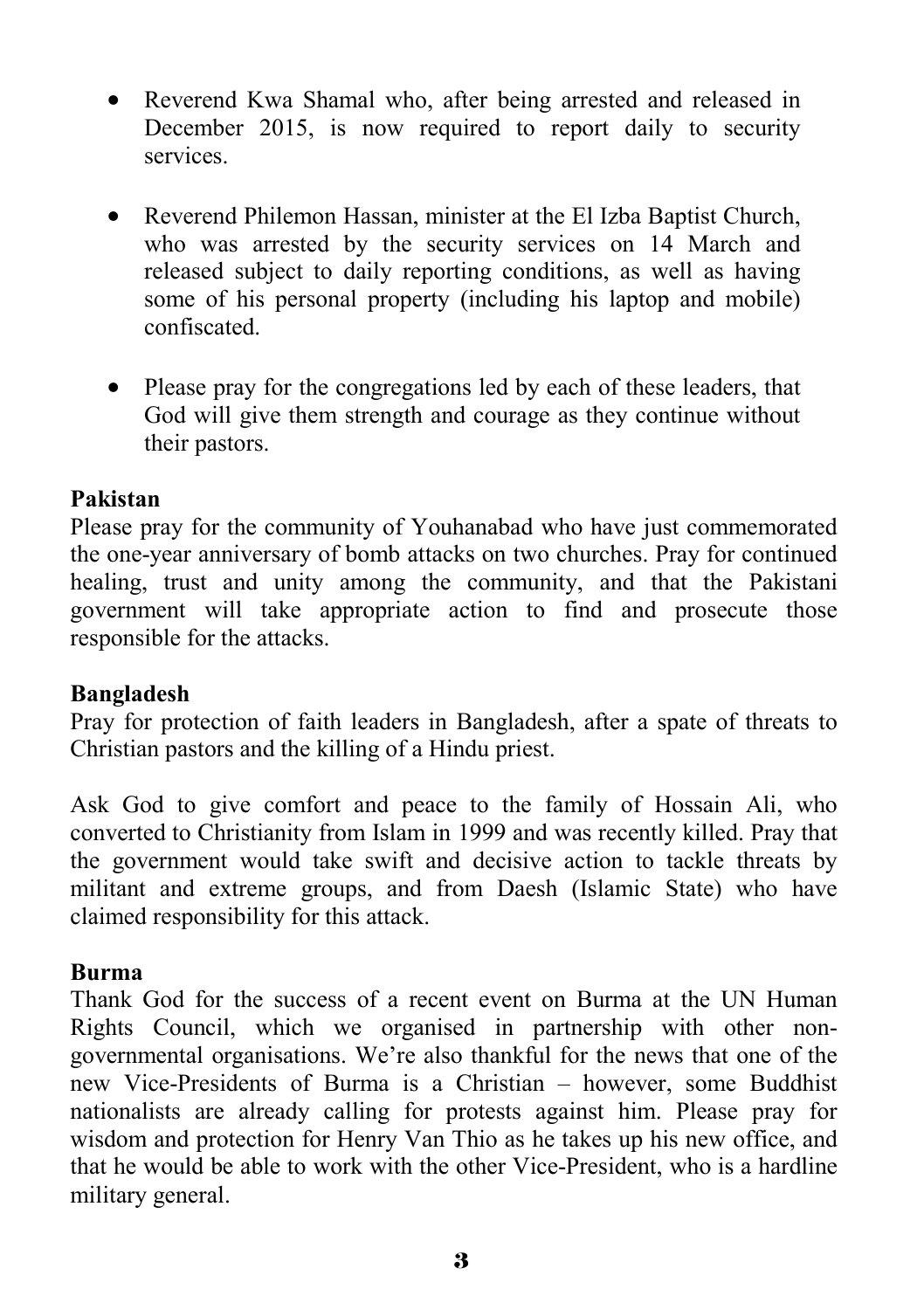- Reverend Kwa Shamal who, after being arrested and released in December 2015, is now required to report daily to security services.

- Reverend Philemon Hassan, minister at the El Izba Baptist Church, who was arrested by the security services on 14 March and released subject to daily reporting conditions, as well as having some of his personal property (including his laptop and mobile) confiscated.

- Please pray for the congregations led by each of these leaders, that God will give them strength and courage as they continue without their pastors.

**Pakistan**

Please pray for the community of Youhanabad who have just commemorated the one-year anniversary of bomb attacks on two churches. Pray for continued healing, trust and unity among the community, and that the Pakistani government will take appropriate action to find and prosecute those responsible for the attacks.

**Bangladesh**

Pray for protection of faith leaders in Bangladesh, after a spate of threats to Christian pastors and the killing of a Hindu priest.

Ask God to give comfort and peace to the family of Hossain Ali, who converted to Christianity from Islam in 1999 and was recently killed. Pray that the government would take swift and decisive action to tackle threats by militant and extreme groups, and from Daesh (Islamic State) who have claimed responsibility for this attack.

**Burma**

Thank God for the success of a recent event on Burma at the UN Human Rights Council, which we organised in partnership with other non-governmental organisations. We're also thankful for the news that one of the new Vice-Presidents of Burma is a Christian – however, some Buddhist nationalists are already calling for protests against him. Please pray for wisdom and protection for Henry Van Thio as he takes up his new office, and that he would be able to work with the other Vice-President, who is a hardline military general.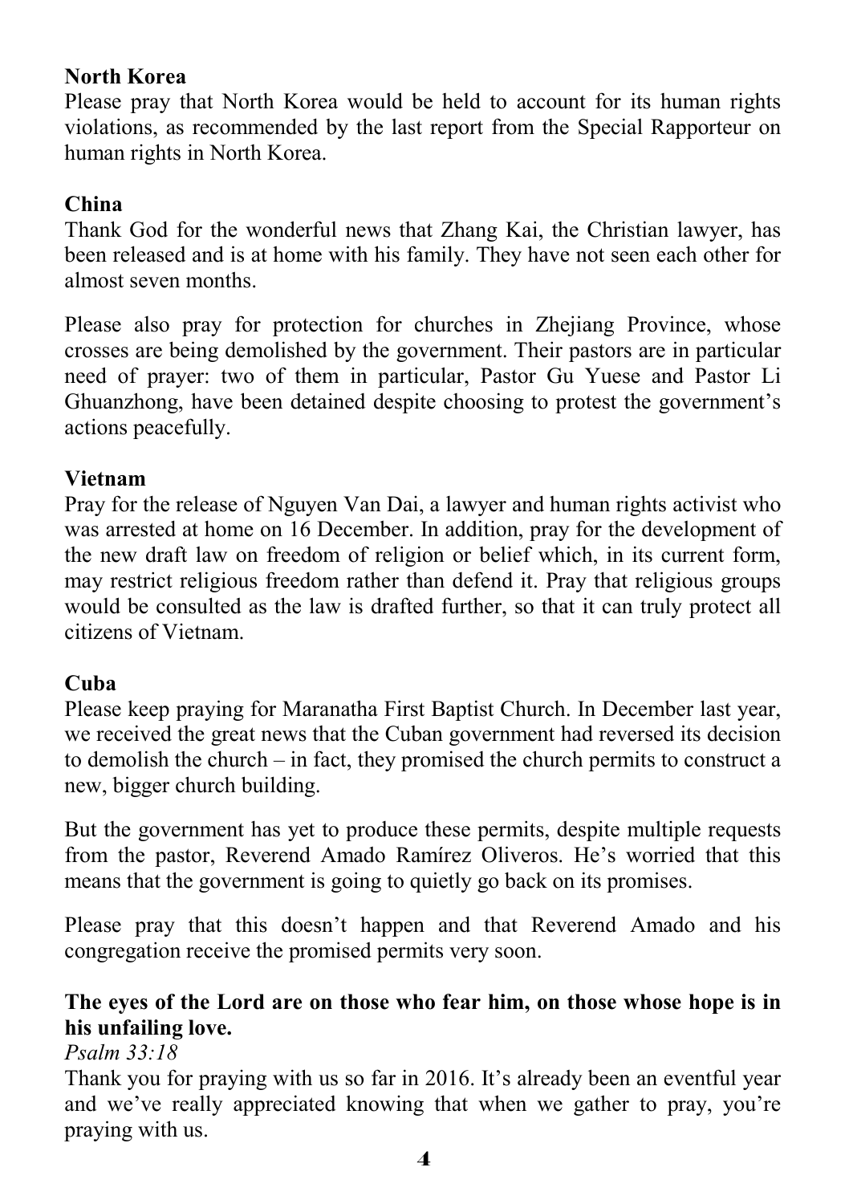**North Korea**

Please pray that North Korea would be held to account for its human rights violations, as recommended by the last report from the Special Rapporteur on human rights in North Korea.

**China**

Thank God for the wonderful news that Zhang Kai, the Christian lawyer, has been released and is at home with his family. They have not seen each other for almost seven months.

Please also pray for protection for churches in Zhejiang Province, whose crosses are being demolished by the government. Their pastors are in particular need of prayer: two of them in particular, Pastor Gu Yuese and Pastor Li Ghuanzhong, have been detained despite choosing to protest the government's actions peacefully.

**Vietnam**

Pray for the release of Nguyen Van Dai, a lawyer and human rights activist who was arrested at home on 16 December. In addition, pray for the development of the new draft law on freedom of religion or belief which, in its current form, may restrict religious freedom rather than defend it. Pray that religious groups would be consulted as the law is drafted further, so that it can truly protect all citizens of Vietnam.

**Cuba**

Please keep praying for Maranatha First Baptist Church. In December last year, we received the great news that the Cuban government had reversed its decision to demolish the church – in fact, they promised the church permits to construct a new, bigger church building.

But the government has yet to produce these permits, despite multiple requests from the pastor, Reverend Amado Ramírez Oliveros. He's worried that this means that the government is going to quietly go back on its promises.

Please pray that this doesn't happen and that Reverend Amado and his congregation receive the promised permits very soon.

**The eyes of the Lord are on those who fear him, on those whose hope is in his unfailing love.**

*Psalm 33:18*

Thank you for praying with us so far in 2016. It's already been an eventful year and we've really appreciated knowing that when we gather to pray, you're praying with us.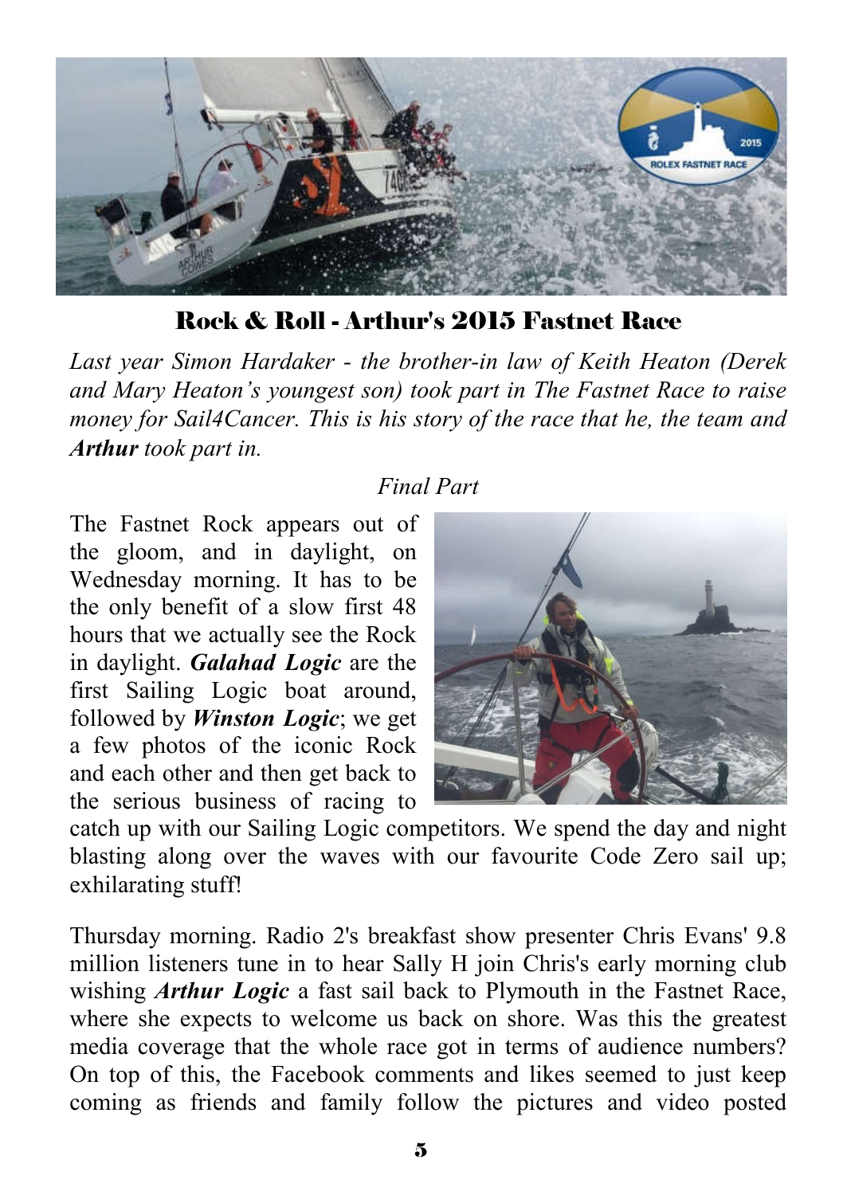# Rock & Roll - Arthur's 2015 Fastnet Race

*Last year Simon Hardaker - the brother-in law of Keith Heaton (Derek and Mary Heaton's youngest son) took part in The Fastnet Race to raise money for Sail4Cancer. This is his story of the race that he, the team and **Arthur** took part in.*

*Final Part*

The Fastnet Rock appears out of the gloom, and in daylight, on Wednesday morning. It has to be the only benefit of a slow first 48 hours that we actually see the Rock in daylight. ***Galahad Logic*** are the first Sailing Logic boat around, followed by ***Winston Logic***; we get a few photos of the iconic Rock and each other and then get back to the serious business of racing to catch up with our Sailing Logic competitors. We spend the day and night blasting along over the waves with our favourite Code Zero sail up; exhilarating stuff!

Thursday morning. Radio 2's breakfast show presenter Chris Evans' 9.8 million listeners tune in to hear Sally H join Chris's early morning club wishing ***Arthur Logic*** a fast sail back to Plymouth in the Fastnet Race, where she expects to welcome us back on shore. Was this the greatest media coverage that the whole race got in terms of audience numbers? On top of this, the Facebook comments and likes seemed to just keep coming as friends and family follow the pictures and video posted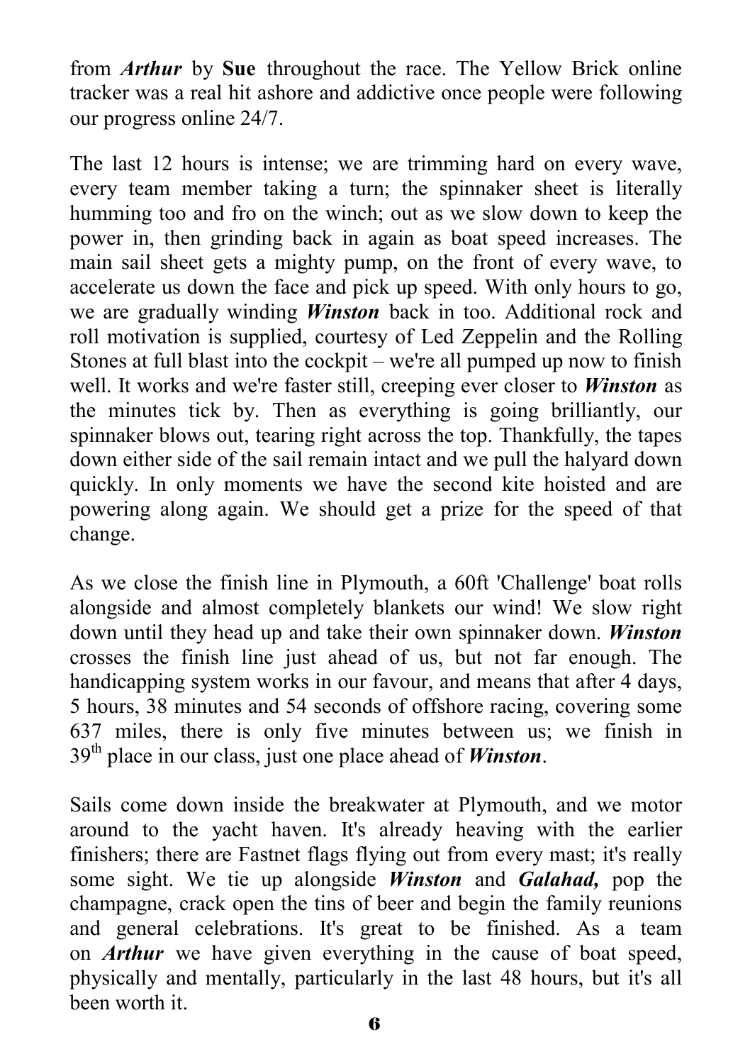from ***Arthur*** by **Sue** throughout the race. The Yellow Brick online tracker was a real hit ashore and addictive once people were following our progress online 24/7.

The last 12 hours is intense; we are trimming hard on every wave, every team member taking a turn; the spinnaker sheet is literally humming too and fro on the winch; out as we slow down to keep the power in, then grinding back in again as boat speed increases. The main sail sheet gets a mighty pump, on the front of every wave, to accelerate us down the face and pick up speed. With only hours to go, we are gradually winding ***Winston*** back in too. Additional rock and roll motivation is supplied, courtesy of Led Zeppelin and the Rolling Stones at full blast into the cockpit – we're all pumped up now to finish well. It works and we're faster still, creeping ever closer to ***Winston*** as the minutes tick by. Then as everything is going brilliantly, our spinnaker blows out, tearing right across the top. Thankfully, the tapes down either side of the sail remain intact and we pull the halyard down quickly. In only moments we have the second kite hoisted and are powering along again. We should get a prize for the speed of that change.

As we close the finish line in Plymouth, a 60ft 'Challenge' boat rolls alongside and almost completely blankets our wind! We slow right down until they head up and take their own spinnaker down. ***Winston*** crosses the finish line just ahead of us, but not far enough. The handicapping system works in our favour, and means that after 4 days, 5 hours, 38 minutes and 54 seconds of offshore racing, covering some 637 miles, there is only five minutes between us; we finish in 39th place in our class, just one place ahead of ***Winston***.

Sails come down inside the breakwater at Plymouth, and we motor around to the yacht haven. It's already heaving with the earlier finishers; there are Fastnet flags flying out from every mast; it's really some sight. We tie up alongside ***Winston*** and ***Galahad,*** pop the champagne, crack open the tins of beer and begin the family reunions and general celebrations. It's great to be finished. As a team on ***Arthur*** we have given everything in the cause of boat speed, physically and mentally, particularly in the last 48 hours, but it's all been worth it.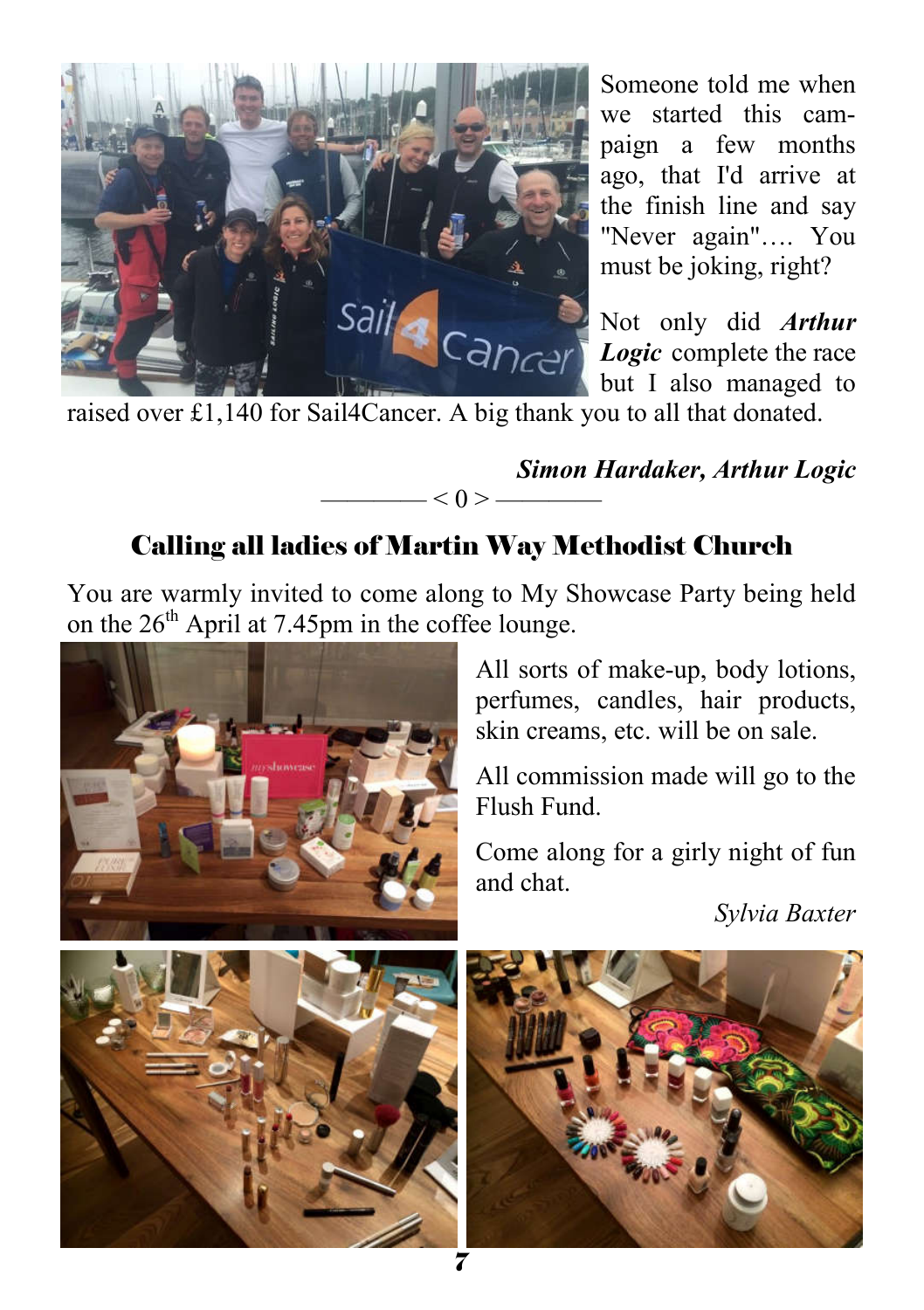Someone told me when we started this campaign a few months ago, that I'd arrive at the finish line and say "Never again"…. You must be joking, right?

Not only did ***Arthur Logic*** complete the race but I also managed to raised over £1,140 for Sail4Cancer. A big thank you to all that donated.

***Simon Hardaker, Arthur Logic***

———— < 0 > ————

## Calling all ladies of Martin Way Methodist Church

You are warmly invited to come along to My Showcase Party being held on the 26th April at 7.45pm in the coffee lounge.

All sorts of make-up, body lotions, perfumes, candles, hair products, skin creams, etc. will be on sale.

All commission made will go to the Flush Fund.

Come along for a girly night of fun and chat.

*Sylvia Baxter*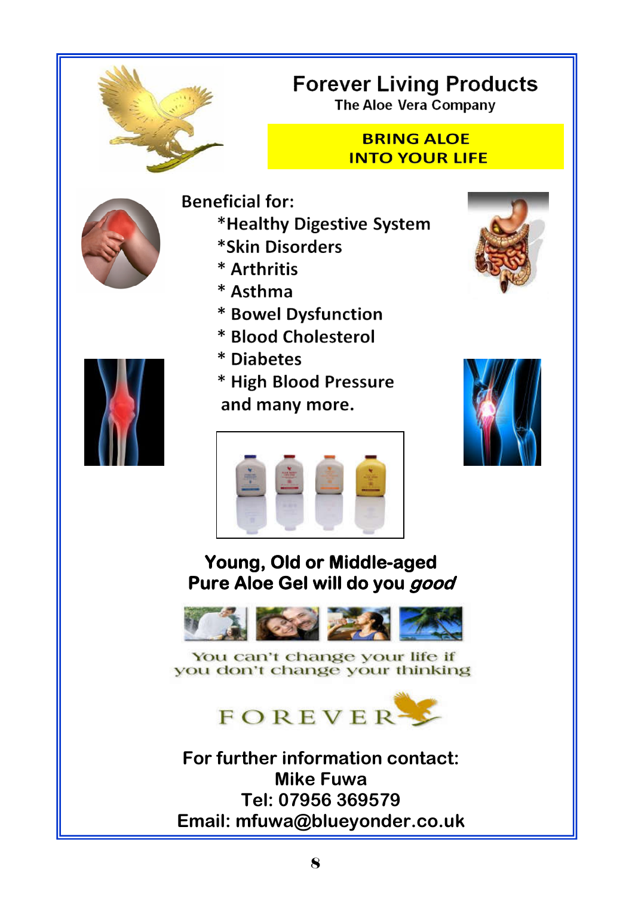# Forever Living Products

The Aloe Vera Company

**BRING ALOE INTO YOUR LIFE**

**Beneficial for:**

- *Healthy Digestive System
- *Skin Disorders
- * Arthritis
- * Asthma
- * Bowel Dysfunction
- * Blood Cholesterol
- * Diabetes
- * High Blood Pressure

and many more.

**Young, Old or Middle-aged**
**Pure Aloe Gel will do you *good***

You can't change your life if you don't change your thinking

FOREVER

**For further information contact:**
**Mike Fuwa**
**Tel: 07956 369579**
**Email: mfuwa@blueyonder.co.uk**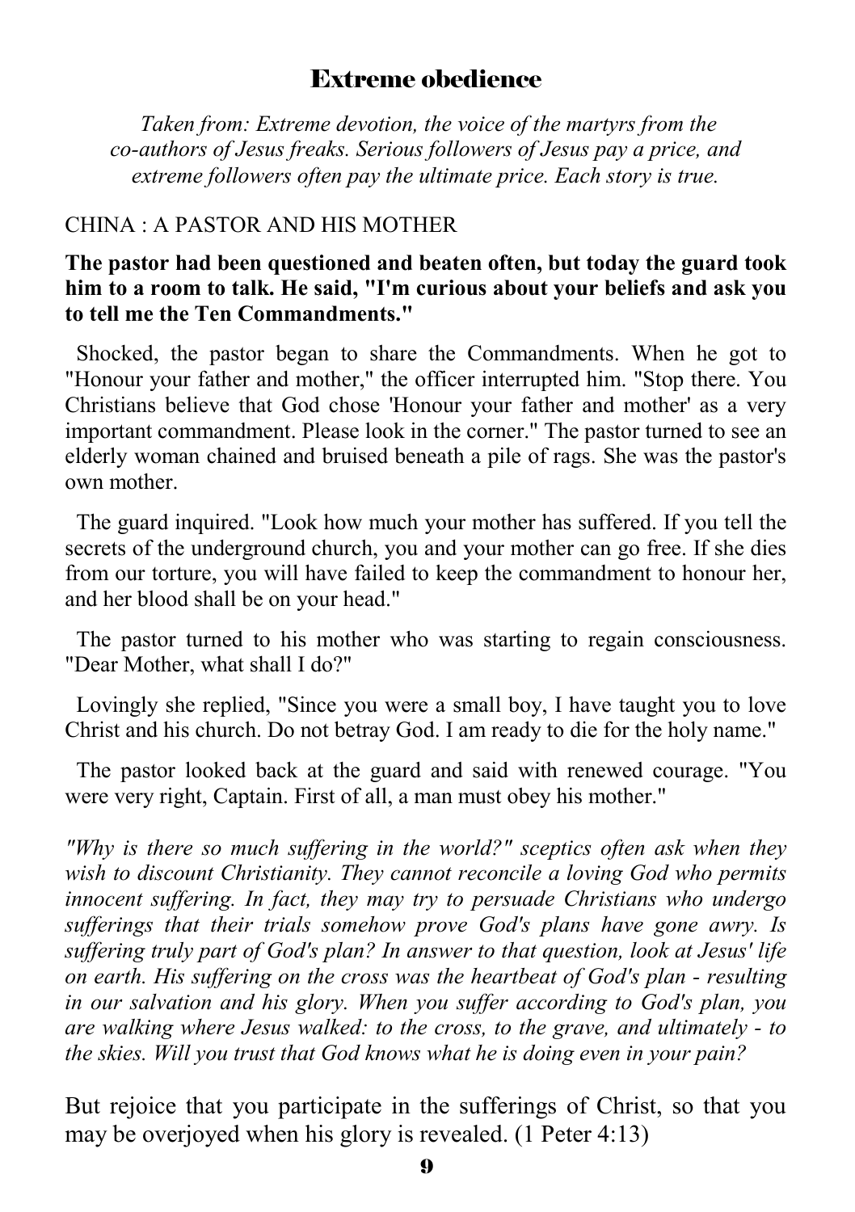# Extreme obedience

*Taken from: Extreme devotion, the voice of the martyrs from the co-authors of Jesus freaks. Serious followers of Jesus pay a price, and extreme followers often pay the ultimate price. Each story is true.*

CHINA : A PASTOR AND HIS MOTHER

**The pastor had been questioned and beaten often, but today the guard took him to a room to talk. He said, "I'm curious about your beliefs and ask you to tell me the Ten Commandments."**

Shocked, the pastor began to share the Commandments. When he got to "Honour your father and mother," the officer interrupted him. "Stop there. You Christians believe that God chose 'Honour your father and mother' as a very important commandment. Please look in the corner." The pastor turned to see an elderly woman chained and bruised beneath a pile of rags. She was the pastor's own mother.

The guard inquired. "Look how much your mother has suffered. If you tell the secrets of the underground church, you and your mother can go free. If she dies from our torture, you will have failed to keep the commandment to honour her, and her blood shall be on your head."

The pastor turned to his mother who was starting to regain consciousness. "Dear Mother, what shall I do?"

Lovingly she replied, "Since you were a small boy, I have taught you to love Christ and his church. Do not betray God. I am ready to die for the holy name."

The pastor looked back at the guard and said with renewed courage. "You were very right, Captain. First of all, a man must obey his mother."

*"Why is there so much suffering in the world?" sceptics often ask when they wish to discount Christianity. They cannot reconcile a loving God who permits innocent suffering. In fact, they may try to persuade Christians who undergo sufferings that their trials somehow prove God's plans have gone awry. Is suffering truly part of God's plan? In answer to that question, look at Jesus' life on earth. His suffering on the cross was the heartbeat of God's plan - resulting in our salvation and his glory. When you suffer according to God's plan, you are walking where Jesus walked: to the cross, to the grave, and ultimately - to the skies. Will you trust that God knows what he is doing even in your pain?*

But rejoice that you participate in the sufferings of Christ, so that you may be overjoyed when his glory is revealed. (1 Peter 4:13)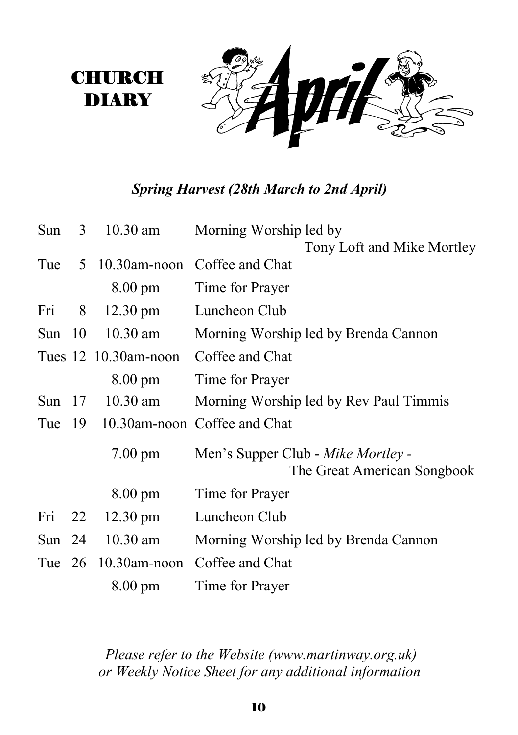# CHURCH DIARY

# April

***Spring Harvest (28th March to 2nd April)***

| | | | |
|---|---|---|---|
| Sun | 3 | 10.30 am | Morning Worship led by Tony Loft and Mike Mortley |
| Tue | 5 | 10.30am-noon | Coffee and Chat |
| | | 8.00 pm | Time for Prayer |
| Fri | 8 | 12.30 pm | Luncheon Club |
| Sun | 10 | 10.30 am | Morning Worship led by Brenda Cannon |
| Tues | 12 | 10.30am-noon | Coffee and Chat |
| | | 8.00 pm | Time for Prayer |
| Sun | 17 | 10.30 am | Morning Worship led by Rev Paul Timmis |
| Tue | 19 | 10.30am-noon | Coffee and Chat |
| | | 7.00 pm | Men's Supper Club - *Mike Mortley* - The Great American Songbook |
| | | 8.00 pm | Time for Prayer |
| Fri | 22 | 12.30 pm | Luncheon Club |
| Sun | 24 | 10.30 am | Morning Worship led by Brenda Cannon |
| Tue | 26 | 10.30am-noon | Coffee and Chat |
| | | 8.00 pm | Time for Prayer |

*Please refer to the Website (www.martinway.org.uk) or Weekly Notice Sheet for any additional information*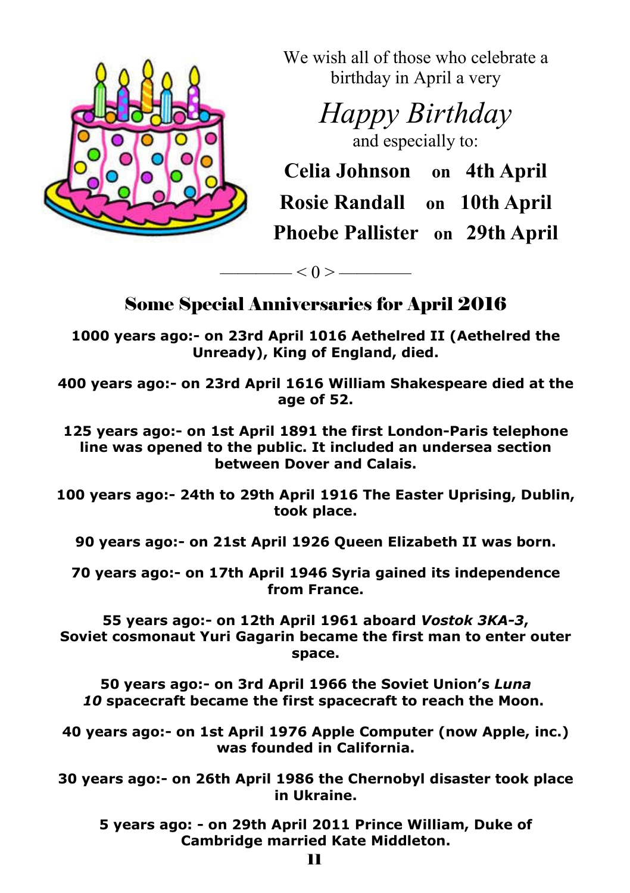We wish all of those who celebrate a birthday in April a very

*Happy Birthday*

and especially to:

**Celia Johnson on 4th April**

**Rosie Randall on 10th April**

**Phoebe Pallister on 29th April**

———— < 0 > ————

## Some Special Anniversaries for April 2016

**1000 years ago:- on 23rd April 1016 Aethelred II (Aethelred the Unready), King of England, died.**

**400 years ago:- on 23rd April 1616 William Shakespeare died at the age of 52.**

**125 years ago:- on 1st April 1891 the first London-Paris telephone line was opened to the public. It included an undersea section between Dover and Calais.**

**100 years ago:- 24th to 29th April 1916 The Easter Uprising, Dublin, took place.**

**90 years ago:- on 21st April 1926 Queen Elizabeth II was born.**

**70 years ago:- on 17th April 1946 Syria gained its independence from France.**

**55 years ago:- on 12th April 1961 aboard *Vostok 3KA-3*, Soviet cosmonaut Yuri Gagarin became the first man to enter outer space.**

**50 years ago:- on 3rd April 1966 the Soviet Union's *Luna 10* spacecraft became the first spacecraft to reach the Moon.**

**40 years ago:- on 1st April 1976 Apple Computer (now Apple, inc.) was founded in California.**

**30 years ago:- on 26th April 1986 the Chernobyl disaster took place in Ukraine.**

**5 years ago: - on 29th April 2011 Prince William, Duke of Cambridge married Kate Middleton.**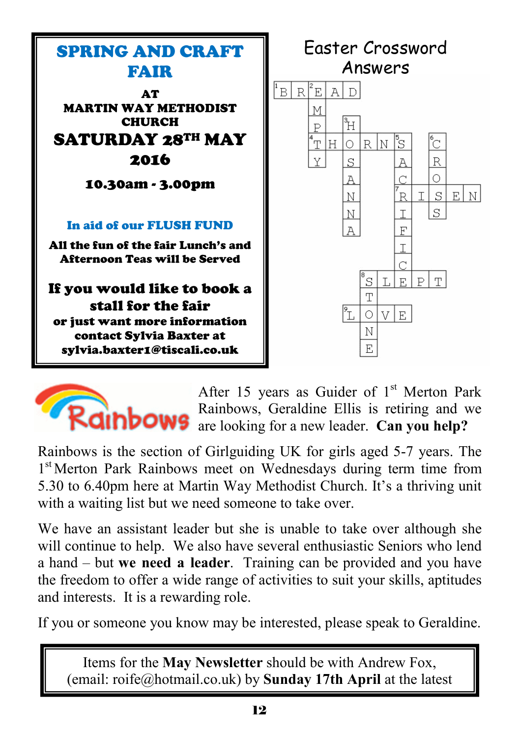## SPRING AND CRAFT FAIR

**AT**
**MARTIN WAY METHODIST CHURCH**

**SATURDAY 28TH MAY 2016**

**10.30am - 3.00pm**

**In aid of our FLUSH FUND**

**All the fun of the fair Lunch's and Afternoon Teas will be Served**

**If you would like to book a stall for the fair**
**or just want more information contact Sylvia Baxter at sylvia.baxter1@tiscali.co.uk**

## Easter Crossword Answers

1 BREAD
2 EMPTY
3 HOSANNA
4 THORNS
5 SACRIFICE
6 CROSS
7 RISEN
8 SLEPT
9 LOVE
STONE

Rainbows

After 15 years as Guider of 1st Merton Park Rainbows, Geraldine Ellis is retiring and we are looking for a new leader. **Can you help?**

Rainbows is the section of Girlguiding UK for girls aged 5-7 years. The 1st Merton Park Rainbows meet on Wednesdays during term time from 5.30 to 6.40pm here at Martin Way Methodist Church. It's a thriving unit with a waiting list but we need someone to take over.

We have an assistant leader but she is unable to take over although she will continue to help. We also have several enthusiastic Seniors who lend a hand – but **we need a leader**. Training can be provided and you have the freedom to offer a wide range of activities to suit your skills, aptitudes and interests. It is a rewarding role.

If you or someone you know may be interested, please speak to Geraldine.

Items for the **May Newsletter** should be with Andrew Fox, (email: roife@hotmail.co.uk) by **Sunday 17th April** at the latest